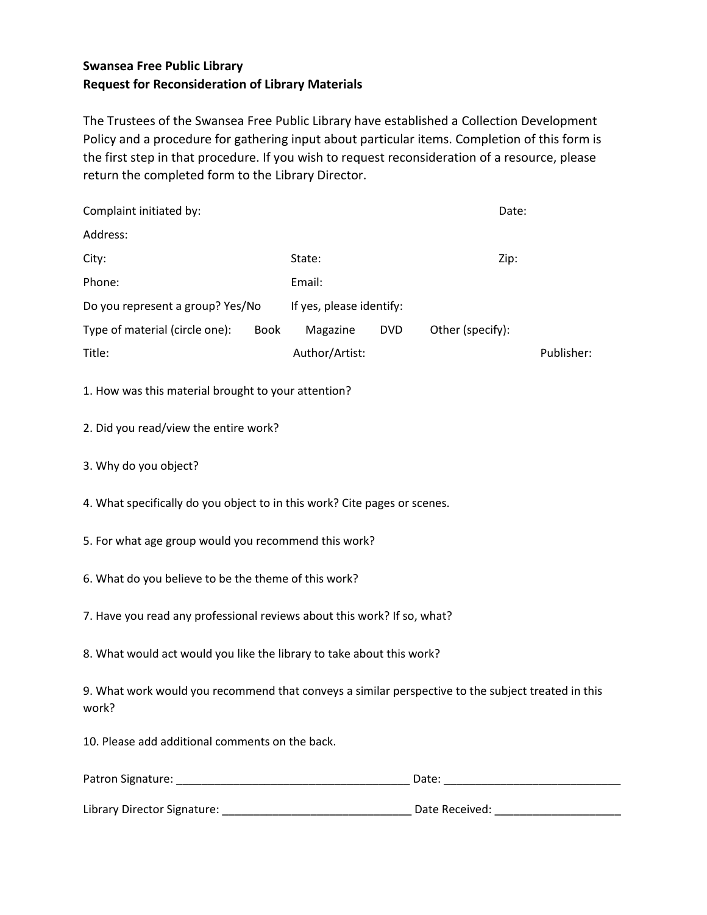**Swansea Free Public Library**
**Request for Reconsideration of Library Materials**

The Trustees of the Swansea Free Public Library have established a Collection Development Policy and a procedure for gathering input about particular items. Completion of this form is the first step in that procedure. If you wish to request reconsideration of a resource, please return the completed form to the Library Director.

Complaint initiated by: Date:

Address:

City: State: Zip:

Phone: Email:

Do you represent a group? Yes/No If yes, please identify:

Type of material (circle one): Book Magazine DVD Other (specify):

Title: Author/Artist: Publisher:

1. How was this material brought to your attention?

2. Did you read/view the entire work?

3. Why do you object?

4. What specifically do you object to in this work? Cite pages or scenes.

5. For what age group would you recommend this work?

6. What do you believe to be the theme of this work?

7. Have you read any professional reviews about this work? If so, what?

8. What would act would you like the library to take about this work?

9. What work would you recommend that conveys a similar perspective to the subject treated in this work?

10. Please add additional comments on the back.

Patron Signature: ______________________________________ Date: ____________________________

Library Director Signature: ______________________________ Date Received: ____________________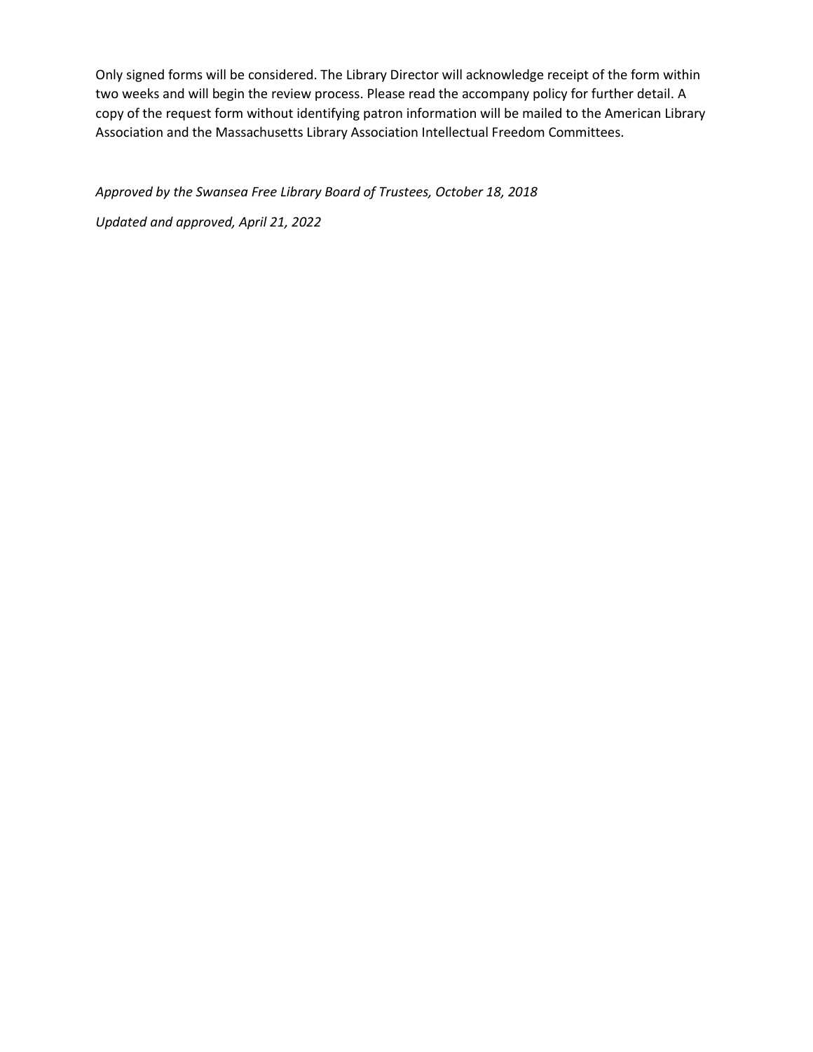Only signed forms will be considered. The Library Director will acknowledge receipt of the form within two weeks and will begin the review process. Please read the accompany policy for further detail. A copy of the request form without identifying patron information will be mailed to the American Library Association and the Massachusetts Library Association Intellectual Freedom Committees.

*Approved by the Swansea Free Library Board of Trustees, October 18, 2018*

*Updated and approved, April 21, 2022*